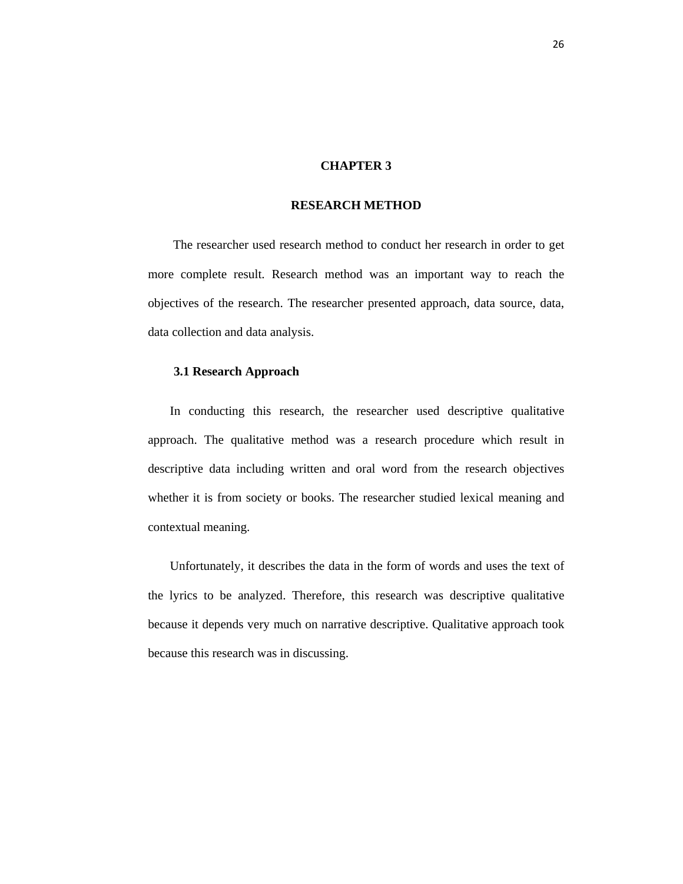# CHAPTER 3

# RESEARCH METHOD

The researcher used research method to conduct her research in order to get more complete result. Research method was an important way to reach the objectives of the research. The researcher presented approach, data source, data, data collection and data analysis.

## 3.1 Research Approach

In conducting this research, the researcher used descriptive qualitative approach. The qualitative method was a research procedure which result in descriptive data including written and oral word from the research objectives whether it is from society or books. The researcher studied lexical meaning and contextual meaning.

Unfortunately, it describes the data in the form of words and uses the text of the lyrics to be analyzed. Therefore, this research was descriptive qualitative because it depends very much on narrative descriptive. Qualitative approach took because this research was in discussing.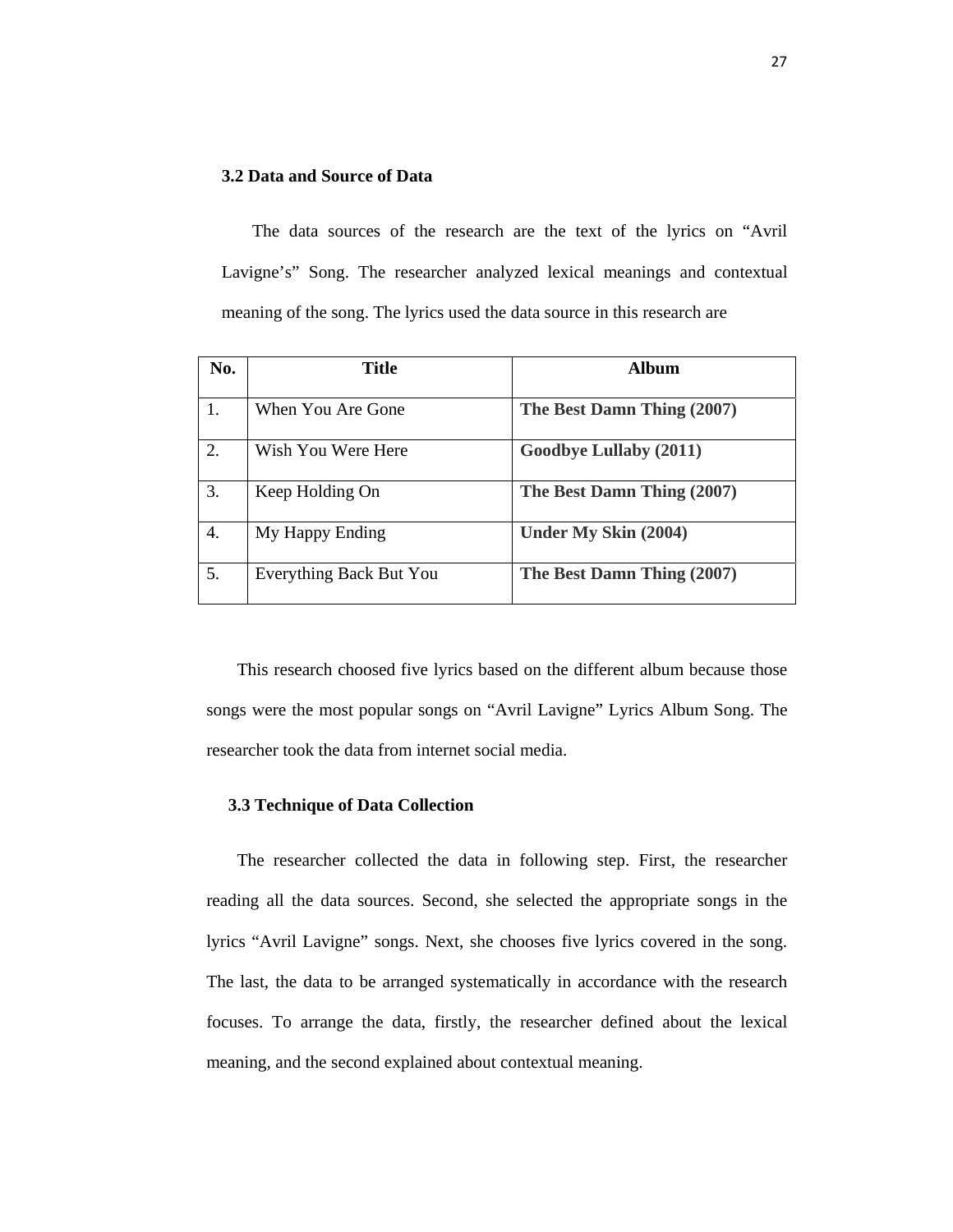### 3.2 Data and Source of Data

The data sources of the research are the text of the lyrics on “Avril Lavigne’s” Song. The researcher analyzed lexical meanings and contextual meaning of the song. The lyrics used the data source in this research are

| No. | Title | Album |
|---|---|---|
| 1. | When You Are Gone | **The Best Damn Thing (2007)** |
| 2. | Wish You Were Here | **Goodbye Lullaby (2011)** |
| 3. | Keep Holding On | **The Best Damn Thing (2007)** |
| 4. | My Happy Ending | **Under My Skin (2004)** |
| 5. | Everything Back But You | **The Best Damn Thing (2007)** |

This research choosed five lyrics based on the different album because those songs were the most popular songs on “Avril Lavigne” Lyrics Album Song. The researcher took the data from internet social media.

### 3.3 Technique of Data Collection

The researcher collected the data in following step. First, the researcher reading all the data sources. Second, she selected the appropriate songs in the lyrics “Avril Lavigne” songs. Next, she chooses five lyrics covered in the song. The last, the data to be arranged systematically in accordance with the research focuses. To arrange the data, firstly, the researcher defined about the lexical meaning, and the second explained about contextual meaning.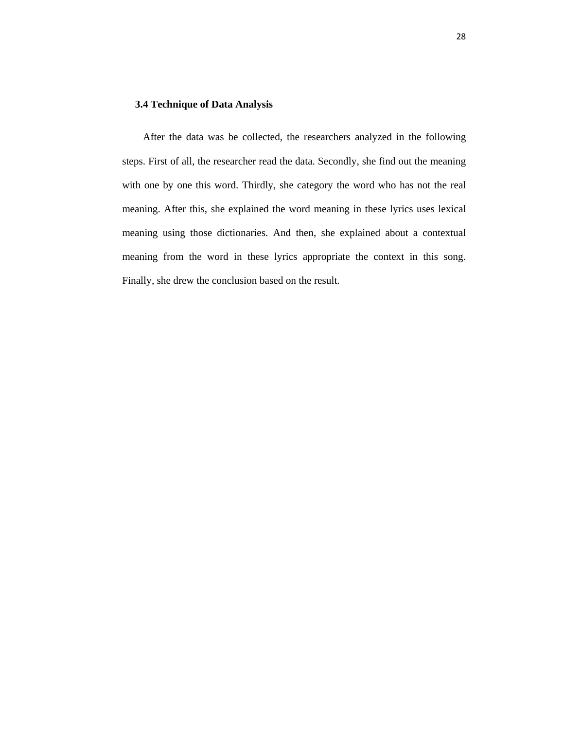### 3.4 Technique of Data Analysis

After the data was be collected, the researchers analyzed in the following steps. First of all, the researcher read the data. Secondly, she find out the meaning with one by one this word. Thirdly, she category the word who has not the real meaning. After this, she explained the word meaning in these lyrics uses lexical meaning using those dictionaries. And then, she explained about a contextual meaning from the word in these lyrics appropriate the context in this song. Finally, she drew the conclusion based on the result.